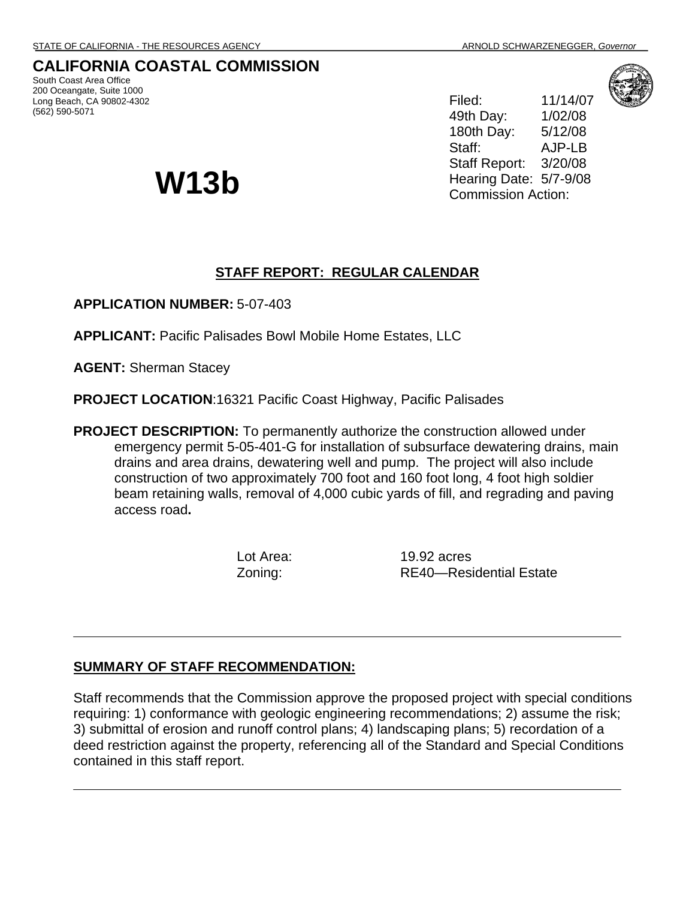STATE OF CALIFORNIA - THE RESOURCES AGENCY ARNOLD SCHWARZENEGGER, *Governor*

# CALIFORNIA COASTAL COMMISSION

South Coast Area Office
200 Oceangate, Suite 1000
Long Beach, CA 90802-4302
(562) 590-5071

# W13b

Filed: 11/14/07
49th Day: 1/02/08
180th Day: 5/12/08
Staff: AJP-LB
Staff Report: 3/20/08
Hearing Date: 5/7-9/08
Commission Action:

## STAFF REPORT: REGULAR CALENDAR

**APPLICATION NUMBER:** 5-07-403

**APPLICANT:** Pacific Palisades Bowl Mobile Home Estates, LLC

**AGENT:** Sherman Stacey

**PROJECT LOCATION**:16321 Pacific Coast Highway, Pacific Palisades

**PROJECT DESCRIPTION:** To permanently authorize the construction allowed under emergency permit 5-05-401-G for installation of subsurface dewatering drains, main drains and area drains, dewatering well and pump. The project will also include construction of two approximately 700 foot and 160 foot long, 4 foot high soldier beam retaining walls, removal of 4,000 cubic yards of fill, and regrading and paving access road**.**

Lot Area: 19.92 acres
Zoning: RE40—Residential Estate

---

## SUMMARY OF STAFF RECOMMENDATION:

Staff recommends that the Commission approve the proposed project with special conditions requiring: 1) conformance with geologic engineering recommendations; 2) assume the risk; 3) submittal of erosion and runoff control plans; 4) landscaping plans; 5) recordation of a deed restriction against the property, referencing all of the Standard and Special Conditions contained in this staff report.

---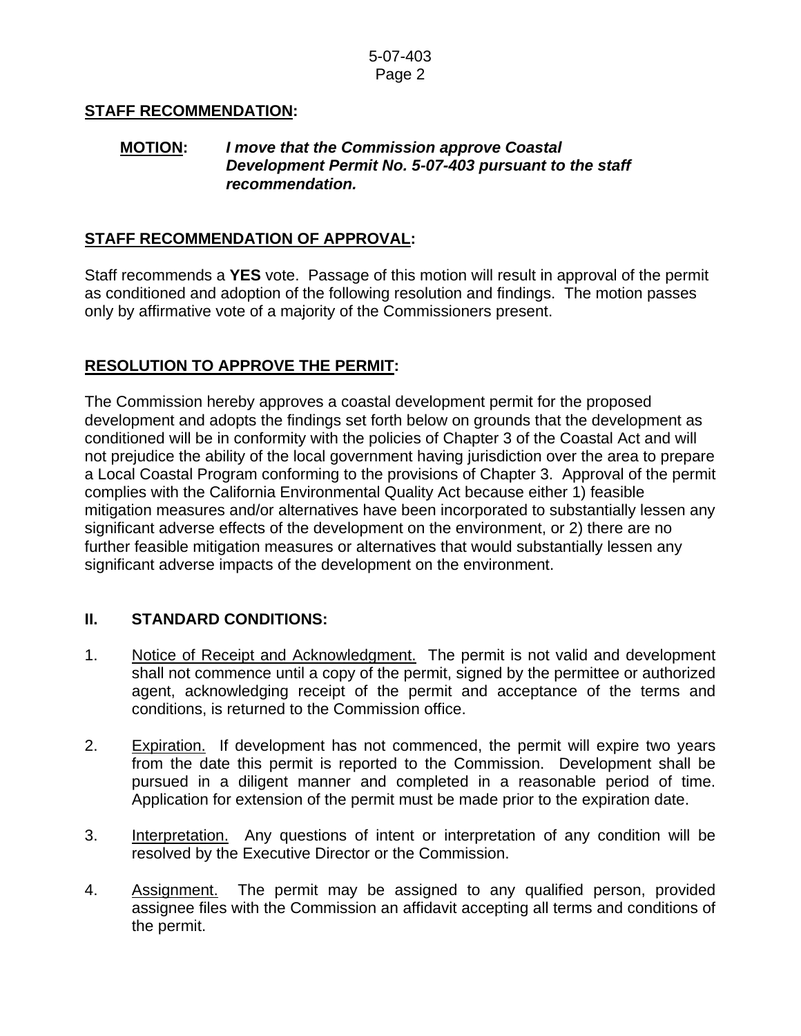**STAFF RECOMMENDATION:**

**MOTION:** ***I move that the Commission approve Coastal Development Permit No. 5-07-403 pursuant to the staff recommendation.***

**STAFF RECOMMENDATION OF APPROVAL:**

Staff recommends a **YES** vote. Passage of this motion will result in approval of the permit as conditioned and adoption of the following resolution and findings. The motion passes only by affirmative vote of a majority of the Commissioners present.

**RESOLUTION TO APPROVE THE PERMIT:**

The Commission hereby approves a coastal development permit for the proposed development and adopts the findings set forth below on grounds that the development as conditioned will be in conformity with the policies of Chapter 3 of the Coastal Act and will not prejudice the ability of the local government having jurisdiction over the area to prepare a Local Coastal Program conforming to the provisions of Chapter 3. Approval of the permit complies with the California Environmental Quality Act because either 1) feasible mitigation measures and/or alternatives have been incorporated to substantially lessen any significant adverse effects of the development on the environment, or 2) there are no further feasible mitigation measures or alternatives that would substantially lessen any significant adverse impacts of the development on the environment.

## II. STANDARD CONDITIONS:

1. Notice of Receipt and Acknowledgment. The permit is not valid and development shall not commence until a copy of the permit, signed by the permittee or authorized agent, acknowledging receipt of the permit and acceptance of the terms and conditions, is returned to the Commission office.

2. Expiration. If development has not commenced, the permit will expire two years from the date this permit is reported to the Commission. Development shall be pursued in a diligent manner and completed in a reasonable period of time. Application for extension of the permit must be made prior to the expiration date.

3. Interpretation. Any questions of intent or interpretation of any condition will be resolved by the Executive Director or the Commission.

4. Assignment. The permit may be assigned to any qualified person, provided assignee files with the Commission an affidavit accepting all terms and conditions of the permit.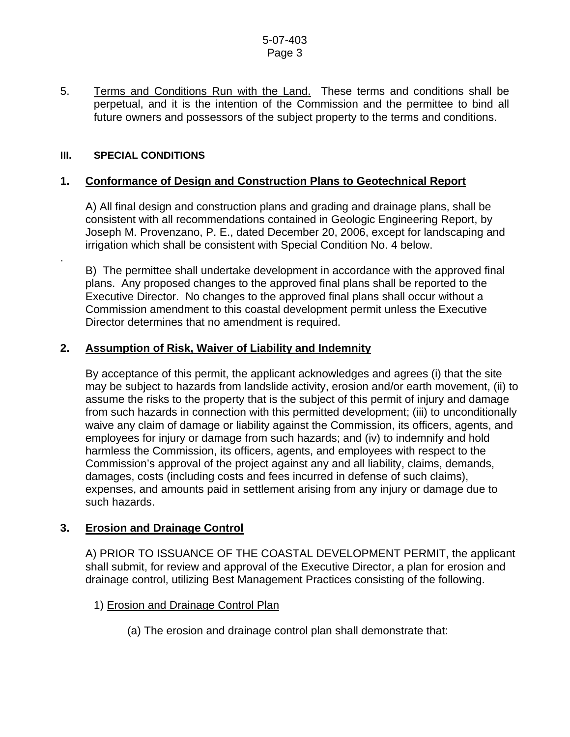5. <u>Terms and Conditions Run with the Land.</u> These terms and conditions shall be perpetual, and it is the intention of the Commission and the permittee to bind all future owners and possessors of the subject property to the terms and conditions.

## III. SPECIAL CONDITIONS

### 1. Conformance of Design and Construction Plans to Geotechnical Report

A) All final design and construction plans and grading and drainage plans, shall be consistent with all recommendations contained in Geologic Engineering Report, by Joseph M. Provenzano, P. E., dated December 20, 2006, except for landscaping and irrigation which shall be consistent with Special Condition No. 4 below.

.

B) The permittee shall undertake development in accordance with the approved final plans. Any proposed changes to the approved final plans shall be reported to the Executive Director. No changes to the approved final plans shall occur without a Commission amendment to this coastal development permit unless the Executive Director determines that no amendment is required.

### 2. Assumption of Risk, Waiver of Liability and Indemnity

By acceptance of this permit, the applicant acknowledges and agrees (i) that the site may be subject to hazards from landslide activity, erosion and/or earth movement, (ii) to assume the risks to the property that is the subject of this permit of injury and damage from such hazards in connection with this permitted development; (iii) to unconditionally waive any claim of damage or liability against the Commission, its officers, agents, and employees for injury or damage from such hazards; and (iv) to indemnify and hold harmless the Commission, its officers, agents, and employees with respect to the Commission's approval of the project against any and all liability, claims, demands, damages, costs (including costs and fees incurred in defense of such claims), expenses, and amounts paid in settlement arising from any injury or damage due to such hazards.

### 3. Erosion and Drainage Control

A) PRIOR TO ISSUANCE OF THE COASTAL DEVELOPMENT PERMIT, the applicant shall submit, for review and approval of the Executive Director, a plan for erosion and drainage control, utilizing Best Management Practices consisting of the following.

1) <u>Erosion and Drainage Control Plan</u>

(a) The erosion and drainage control plan shall demonstrate that: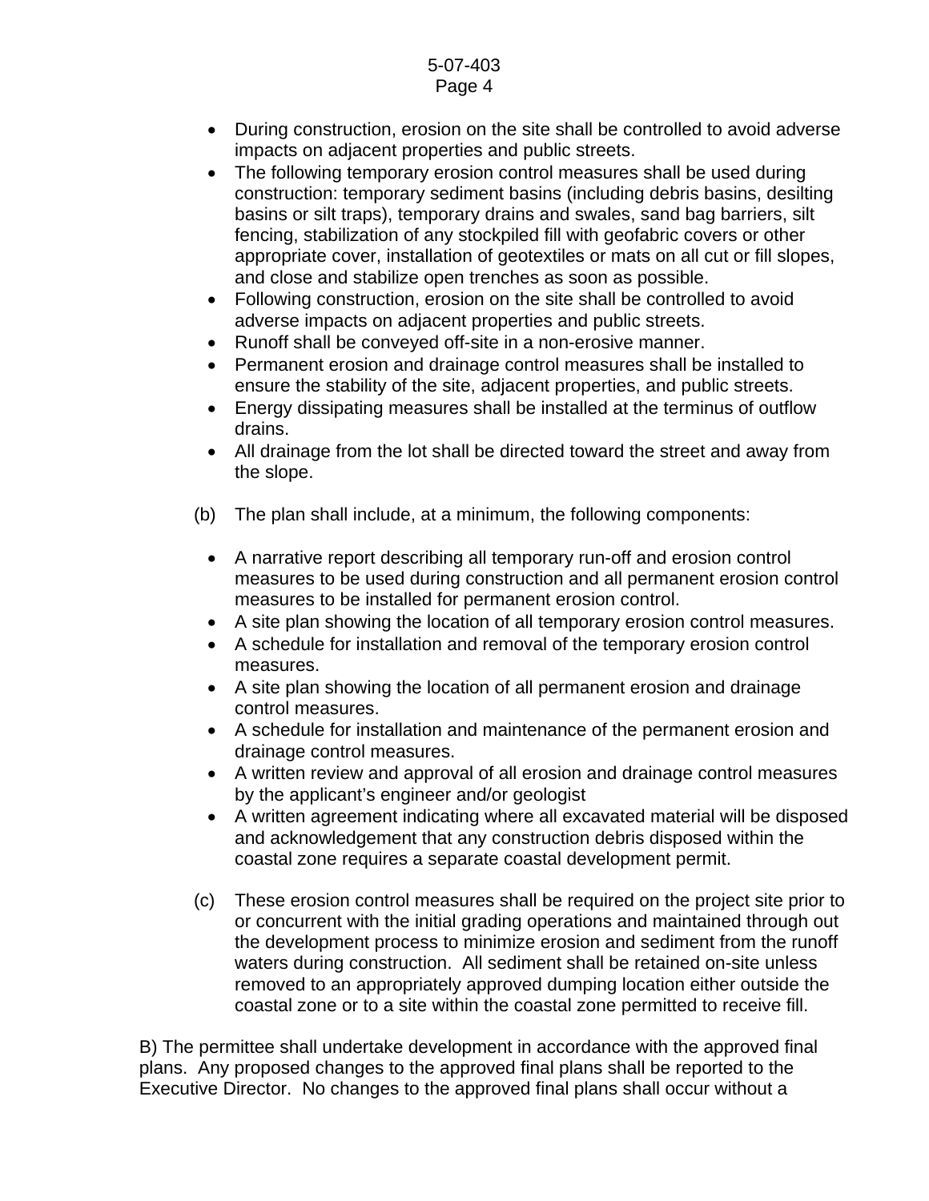- During construction, erosion on the site shall be controlled to avoid adverse impacts on adjacent properties and public streets.
- The following temporary erosion control measures shall be used during construction: temporary sediment basins (including debris basins, desilting basins or silt traps), temporary drains and swales, sand bag barriers, silt fencing, stabilization of any stockpiled fill with geofabric covers or other appropriate cover, installation of geotextiles or mats on all cut or fill slopes, and close and stabilize open trenches as soon as possible.
- Following construction, erosion on the site shall be controlled to avoid adverse impacts on adjacent properties and public streets.
- Runoff shall be conveyed off-site in a non-erosive manner.
- Permanent erosion and drainage control measures shall be installed to ensure the stability of the site, adjacent properties, and public streets.
- Energy dissipating measures shall be installed at the terminus of outflow drains.
- All drainage from the lot shall be directed toward the street and away from the slope.

(b) The plan shall include, at a minimum, the following components:

- A narrative report describing all temporary run-off and erosion control measures to be used during construction and all permanent erosion control measures to be installed for permanent erosion control.
- A site plan showing the location of all temporary erosion control measures.
- A schedule for installation and removal of the temporary erosion control measures.
- A site plan showing the location of all permanent erosion and drainage control measures.
- A schedule for installation and maintenance of the permanent erosion and drainage control measures.
- A written review and approval of all erosion and drainage control measures by the applicant's engineer and/or geologist
- A written agreement indicating where all excavated material will be disposed and acknowledgement that any construction debris disposed within the coastal zone requires a separate coastal development permit.

(c) These erosion control measures shall be required on the project site prior to or concurrent with the initial grading operations and maintained through out the development process to minimize erosion and sediment from the runoff waters during construction. All sediment shall be retained on-site unless removed to an appropriately approved dumping location either outside the coastal zone or to a site within the coastal zone permitted to receive fill.

B) The permittee shall undertake development in accordance with the approved final plans. Any proposed changes to the approved final plans shall be reported to the Executive Director. No changes to the approved final plans shall occur without a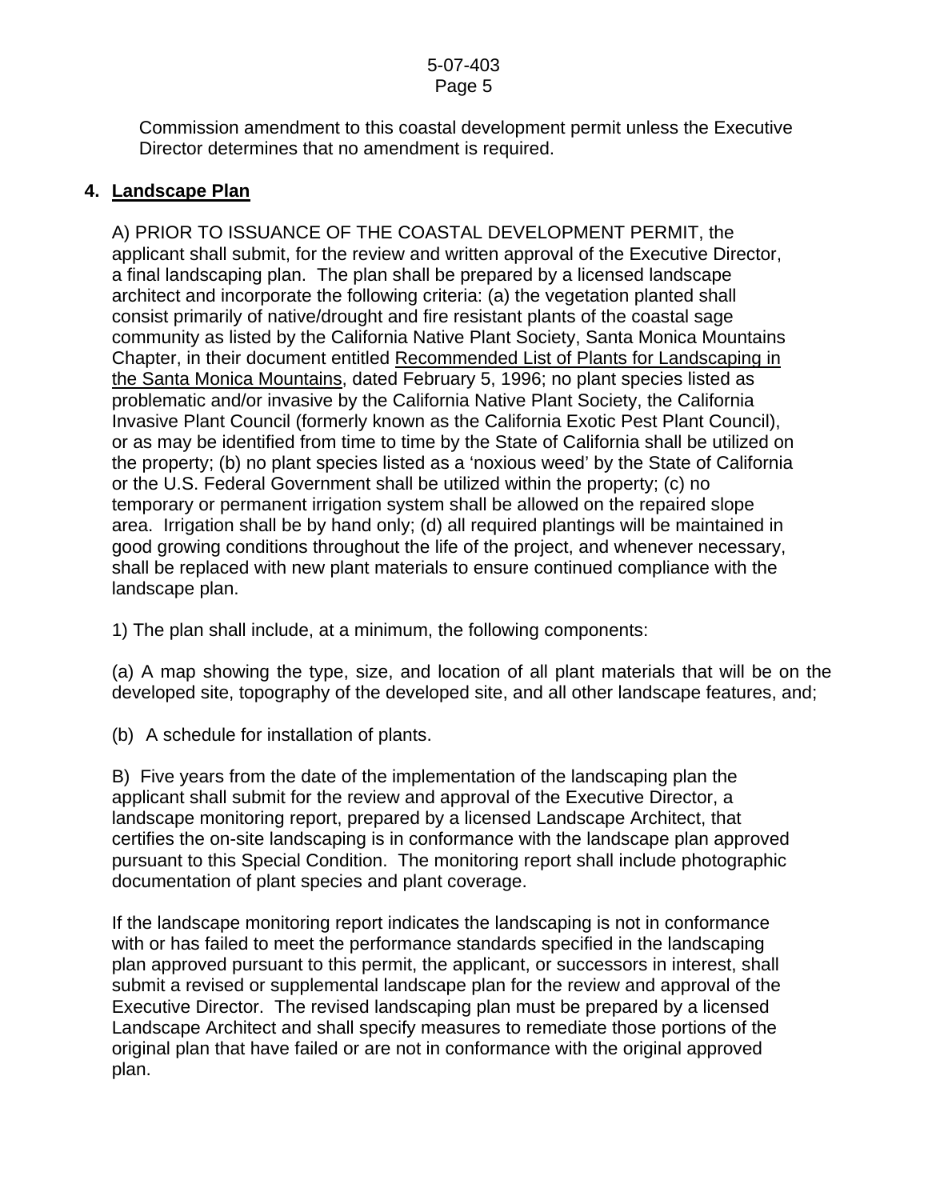Commission amendment to this coastal development permit unless the Executive Director determines that no amendment is required.

**4. <u>Landscape Plan</u>**

A) PRIOR TO ISSUANCE OF THE COASTAL DEVELOPMENT PERMIT, the applicant shall submit, for the review and written approval of the Executive Director, a final landscaping plan. The plan shall be prepared by a licensed landscape architect and incorporate the following criteria: (a) the vegetation planted shall consist primarily of native/drought and fire resistant plants of the coastal sage community as listed by the California Native Plant Society, Santa Monica Mountains Chapter, in their document entitled <u>Recommended List of Plants for Landscaping in the Santa Monica Mountains</u>, dated February 5, 1996; no plant species listed as problematic and/or invasive by the California Native Plant Society, the California Invasive Plant Council (formerly known as the California Exotic Pest Plant Council), or as may be identified from time to time by the State of California shall be utilized on the property; (b) no plant species listed as a 'noxious weed' by the State of California or the U.S. Federal Government shall be utilized within the property; (c) no temporary or permanent irrigation system shall be allowed on the repaired slope area. Irrigation shall be by hand only; (d) all required plantings will be maintained in good growing conditions throughout the life of the project, and whenever necessary, shall be replaced with new plant materials to ensure continued compliance with the landscape plan.

1) The plan shall include, at a minimum, the following components:

(a) A map showing the type, size, and location of all plant materials that will be on the developed site, topography of the developed site, and all other landscape features, and;

(b) A schedule for installation of plants.

B) Five years from the date of the implementation of the landscaping plan the applicant shall submit for the review and approval of the Executive Director, a landscape monitoring report, prepared by a licensed Landscape Architect, that certifies the on-site landscaping is in conformance with the landscape plan approved pursuant to this Special Condition. The monitoring report shall include photographic documentation of plant species and plant coverage.

If the landscape monitoring report indicates the landscaping is not in conformance with or has failed to meet the performance standards specified in the landscaping plan approved pursuant to this permit, the applicant, or successors in interest, shall submit a revised or supplemental landscape plan for the review and approval of the Executive Director. The revised landscaping plan must be prepared by a licensed Landscape Architect and shall specify measures to remediate those portions of the original plan that have failed or are not in conformance with the original approved plan.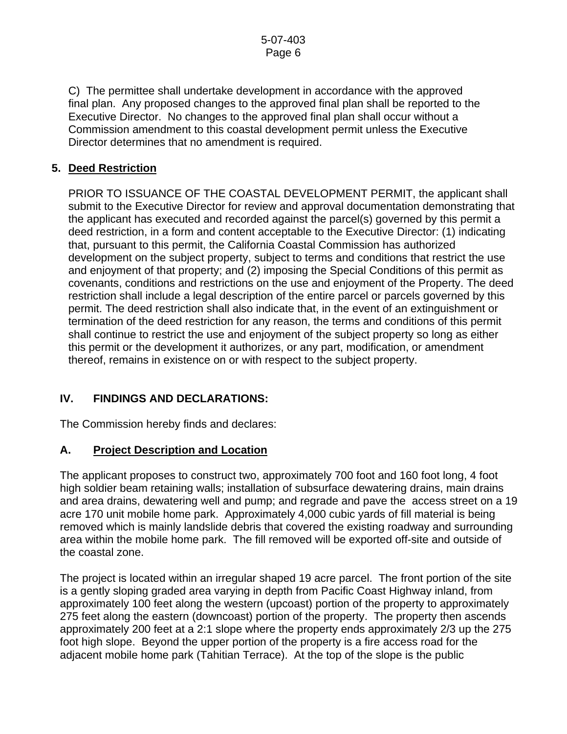C) The permittee shall undertake development in accordance with the approved final plan. Any proposed changes to the approved final plan shall be reported to the Executive Director. No changes to the approved final plan shall occur without a Commission amendment to this coastal development permit unless the Executive Director determines that no amendment is required.

**5. Deed Restriction**

PRIOR TO ISSUANCE OF THE COASTAL DEVELOPMENT PERMIT, the applicant shall submit to the Executive Director for review and approval documentation demonstrating that the applicant has executed and recorded against the parcel(s) governed by this permit a deed restriction, in a form and content acceptable to the Executive Director: (1) indicating that, pursuant to this permit, the California Coastal Commission has authorized development on the subject property, subject to terms and conditions that restrict the use and enjoyment of that property; and (2) imposing the Special Conditions of this permit as covenants, conditions and restrictions on the use and enjoyment of the Property. The deed restriction shall include a legal description of the entire parcel or parcels governed by this permit. The deed restriction shall also indicate that, in the event of an extinguishment or termination of the deed restriction for any reason, the terms and conditions of this permit shall continue to restrict the use and enjoyment of the subject property so long as either this permit or the development it authorizes, or any part, modification, or amendment thereof, remains in existence on or with respect to the subject property.

## IV. FINDINGS AND DECLARATIONS:

The Commission hereby finds and declares:

### A. Project Description and Location

The applicant proposes to construct two, approximately 700 foot and 160 foot long, 4 foot high soldier beam retaining walls; installation of subsurface dewatering drains, main drains and area drains, dewatering well and pump; and regrade and pave the access street on a 19 acre 170 unit mobile home park. Approximately 4,000 cubic yards of fill material is being removed which is mainly landslide debris that covered the existing roadway and surrounding area within the mobile home park. The fill removed will be exported off-site and outside of the coastal zone.

The project is located within an irregular shaped 19 acre parcel. The front portion of the site is a gently sloping graded area varying in depth from Pacific Coast Highway inland, from approximately 100 feet along the western (upcoast) portion of the property to approximately 275 feet along the eastern (downcoast) portion of the property. The property then ascends approximately 200 feet at a 2:1 slope where the property ends approximately 2/3 up the 275 foot high slope. Beyond the upper portion of the property is a fire access road for the adjacent mobile home park (Tahitian Terrace). At the top of the slope is the public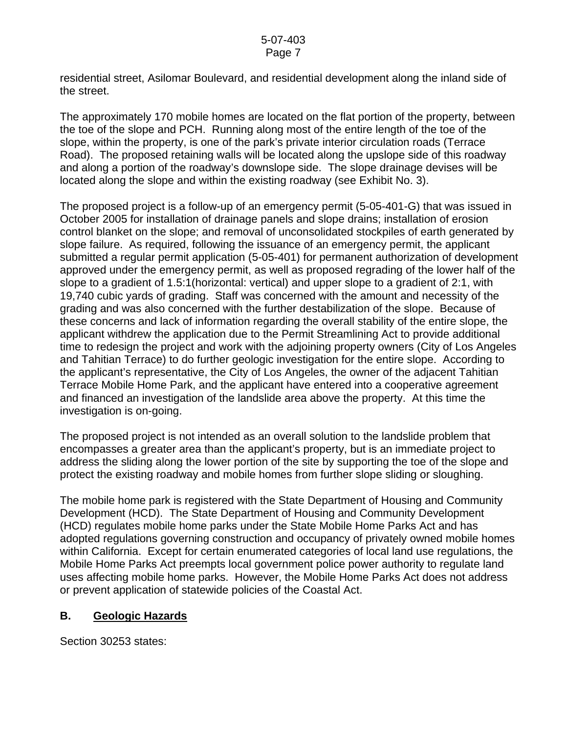residential street, Asilomar Boulevard, and residential development along the inland side of the street.

The approximately 170 mobile homes are located on the flat portion of the property, between the toe of the slope and PCH. Running along most of the entire length of the toe of the slope, within the property, is one of the park's private interior circulation roads (Terrace Road). The proposed retaining walls will be located along the upslope side of this roadway and along a portion of the roadway's downslope side. The slope drainage devises will be located along the slope and within the existing roadway (see Exhibit No. 3).

The proposed project is a follow-up of an emergency permit (5-05-401-G) that was issued in October 2005 for installation of drainage panels and slope drains; installation of erosion control blanket on the slope; and removal of unconsolidated stockpiles of earth generated by slope failure. As required, following the issuance of an emergency permit, the applicant submitted a regular permit application (5-05-401) for permanent authorization of development approved under the emergency permit, as well as proposed regrading of the lower half of the slope to a gradient of 1.5:1(horizontal: vertical) and upper slope to a gradient of 2:1, with 19,740 cubic yards of grading. Staff was concerned with the amount and necessity of the grading and was also concerned with the further destabilization of the slope. Because of these concerns and lack of information regarding the overall stability of the entire slope, the applicant withdrew the application due to the Permit Streamlining Act to provide additional time to redesign the project and work with the adjoining property owners (City of Los Angeles and Tahitian Terrace) to do further geologic investigation for the entire slope. According to the applicant's representative, the City of Los Angeles, the owner of the adjacent Tahitian Terrace Mobile Home Park, and the applicant have entered into a cooperative agreement and financed an investigation of the landslide area above the property. At this time the investigation is on-going.

The proposed project is not intended as an overall solution to the landslide problem that encompasses a greater area than the applicant's property, but is an immediate project to address the sliding along the lower portion of the site by supporting the toe of the slope and protect the existing roadway and mobile homes from further slope sliding or sloughing.

The mobile home park is registered with the State Department of Housing and Community Development (HCD). The State Department of Housing and Community Development (HCD) regulates mobile home parks under the State Mobile Home Parks Act and has adopted regulations governing construction and occupancy of privately owned mobile homes within California. Except for certain enumerated categories of local land use regulations, the Mobile Home Parks Act preempts local government police power authority to regulate land uses affecting mobile home parks. However, the Mobile Home Parks Act does not address or prevent application of statewide policies of the Coastal Act.

## B. Geologic Hazards

Section 30253 states: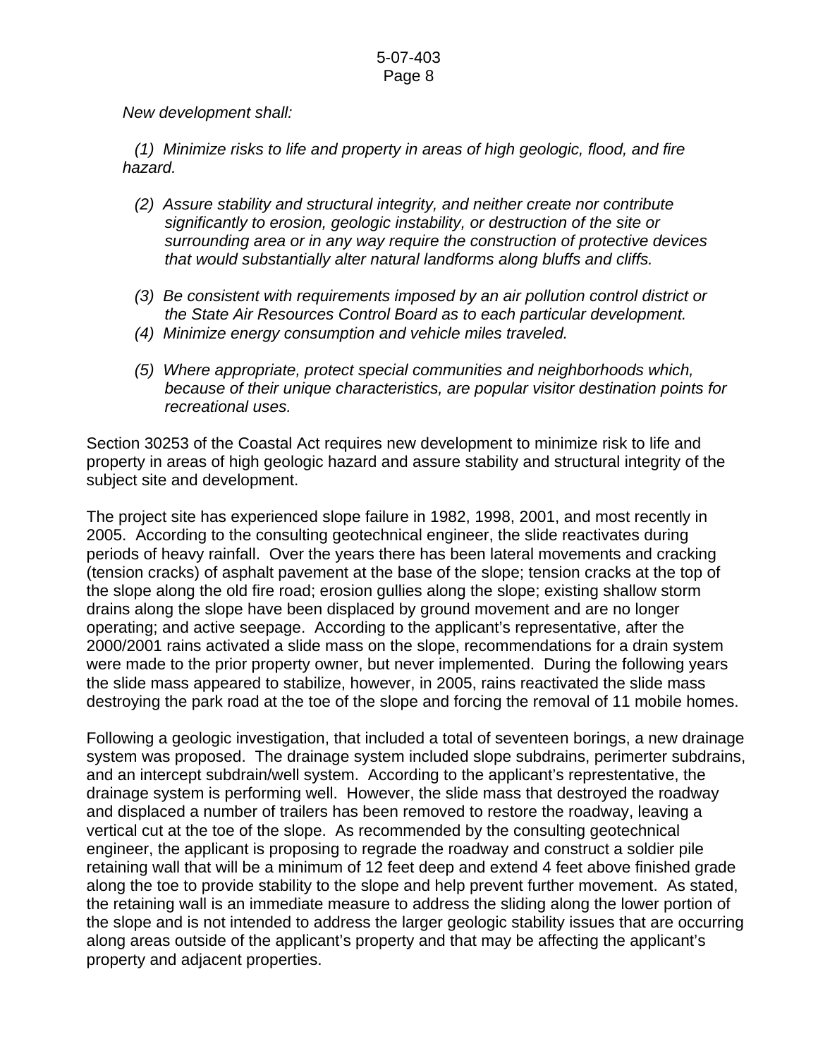*New development shall:*

*(1) Minimize risks to life and property in areas of high geologic, flood, and fire hazard.*

*(2) Assure stability and structural integrity, and neither create nor contribute significantly to erosion, geologic instability, or destruction of the site or surrounding area or in any way require the construction of protective devices that would substantially alter natural landforms along bluffs and cliffs.*

*(3) Be consistent with requirements imposed by an air pollution control district or the State Air Resources Control Board as to each particular development.*

*(4) Minimize energy consumption and vehicle miles traveled.*

*(5) Where appropriate, protect special communities and neighborhoods which, because of their unique characteristics, are popular visitor destination points for recreational uses.*

Section 30253 of the Coastal Act requires new development to minimize risk to life and property in areas of high geologic hazard and assure stability and structural integrity of the subject site and development.

The project site has experienced slope failure in 1982, 1998, 2001, and most recently in 2005. According to the consulting geotechnical engineer, the slide reactivates during periods of heavy rainfall. Over the years there has been lateral movements and cracking (tension cracks) of asphalt pavement at the base of the slope; tension cracks at the top of the slope along the old fire road; erosion gullies along the slope; existing shallow storm drains along the slope have been displaced by ground movement and are no longer operating; and active seepage. According to the applicant's representative, after the 2000/2001 rains activated a slide mass on the slope, recommendations for a drain system were made to the prior property owner, but never implemented. During the following years the slide mass appeared to stabilize, however, in 2005, rains reactivated the slide mass destroying the park road at the toe of the slope and forcing the removal of 11 mobile homes.

Following a geologic investigation, that included a total of seventeen borings, a new drainage system was proposed. The drainage system included slope subdrains, perimerter subdrains, and an intercept subdrain/well system. According to the applicant's representative, the drainage system is performing well. However, the slide mass that destroyed the roadway and displaced a number of trailers has been removed to restore the roadway, leaving a vertical cut at the toe of the slope. As recommended by the consulting geotechnical engineer, the applicant is proposing to regrade the roadway and construct a soldier pile retaining wall that will be a minimum of 12 feet deep and extend 4 feet above finished grade along the toe to provide stability to the slope and help prevent further movement. As stated, the retaining wall is an immediate measure to address the sliding along the lower portion of the slope and is not intended to address the larger geologic stability issues that are occurring along areas outside of the applicant's property and that may be affecting the applicant's property and adjacent properties.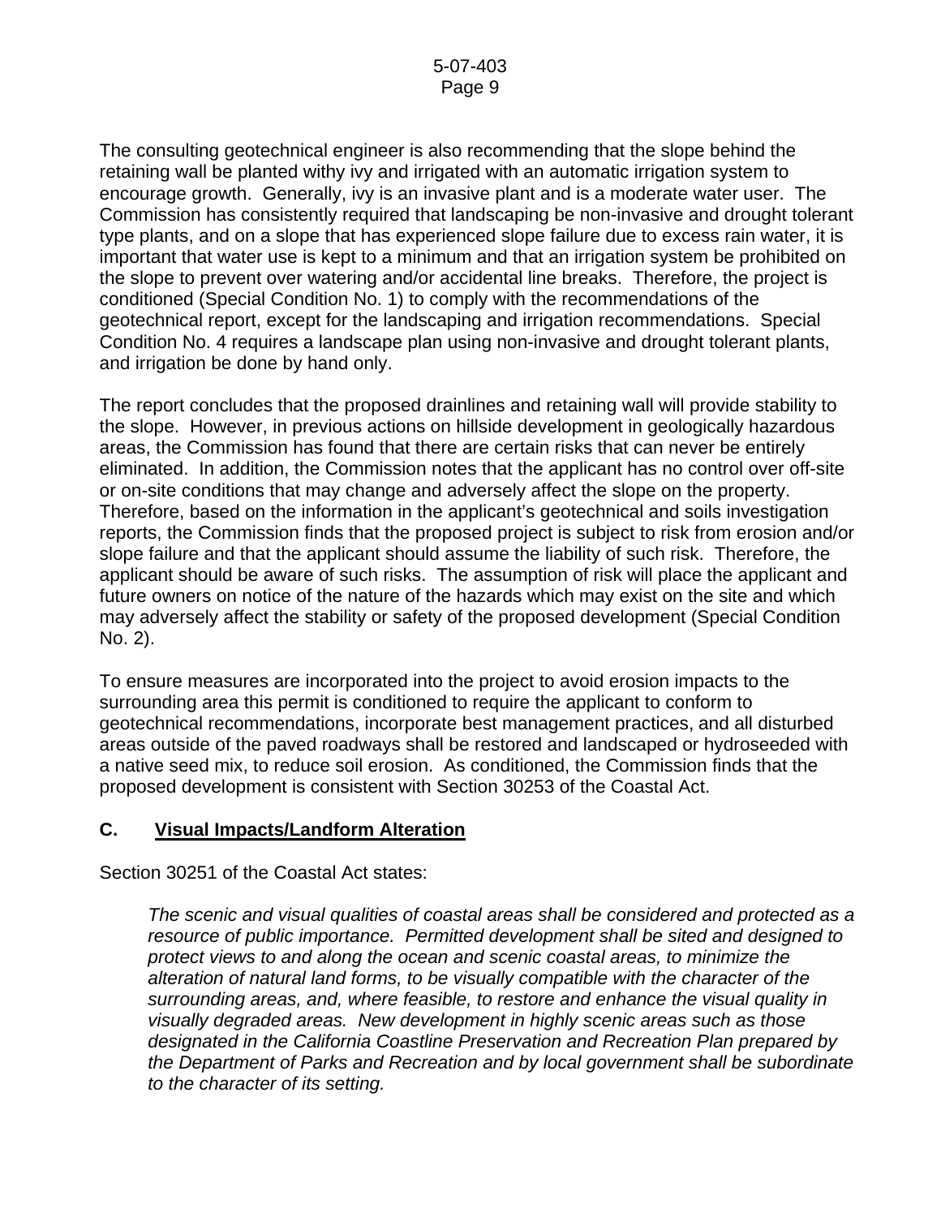The consulting geotechnical engineer is also recommending that the slope behind the retaining wall be planted withy ivy and irrigated with an automatic irrigation system to encourage growth. Generally, ivy is an invasive plant and is a moderate water user. The Commission has consistently required that landscaping be non-invasive and drought tolerant type plants, and on a slope that has experienced slope failure due to excess rain water, it is important that water use is kept to a minimum and that an irrigation system be prohibited on the slope to prevent over watering and/or accidental line breaks. Therefore, the project is conditioned (Special Condition No. 1) to comply with the recommendations of the geotechnical report, except for the landscaping and irrigation recommendations. Special Condition No. 4 requires a landscape plan using non-invasive and drought tolerant plants, and irrigation be done by hand only.

The report concludes that the proposed drainlines and retaining wall will provide stability to the slope. However, in previous actions on hillside development in geologically hazardous areas, the Commission has found that there are certain risks that can never be entirely eliminated. In addition, the Commission notes that the applicant has no control over off-site or on-site conditions that may change and adversely affect the slope on the property. Therefore, based on the information in the applicant's geotechnical and soils investigation reports, the Commission finds that the proposed project is subject to risk from erosion and/or slope failure and that the applicant should assume the liability of such risk. Therefore, the applicant should be aware of such risks. The assumption of risk will place the applicant and future owners on notice of the nature of the hazards which may exist on the site and which may adversely affect the stability or safety of the proposed development (Special Condition No. 2).

To ensure measures are incorporated into the project to avoid erosion impacts to the surrounding area this permit is conditioned to require the applicant to conform to geotechnical recommendations, incorporate best management practices, and all disturbed areas outside of the paved roadways shall be restored and landscaped or hydroseeded with a native seed mix, to reduce soil erosion. As conditioned, the Commission finds that the proposed development is consistent with Section 30253 of the Coastal Act.

## C. Visual Impacts/Landform Alteration

Section 30251 of the Coastal Act states:

> *The scenic and visual qualities of coastal areas shall be considered and protected as a resource of public importance. Permitted development shall be sited and designed to protect views to and along the ocean and scenic coastal areas, to minimize the alteration of natural land forms, to be visually compatible with the character of the surrounding areas, and, where feasible, to restore and enhance the visual quality in visually degraded areas. New development in highly scenic areas such as those designated in the California Coastline Preservation and Recreation Plan prepared by the Department of Parks and Recreation and by local government shall be subordinate to the character of its setting.*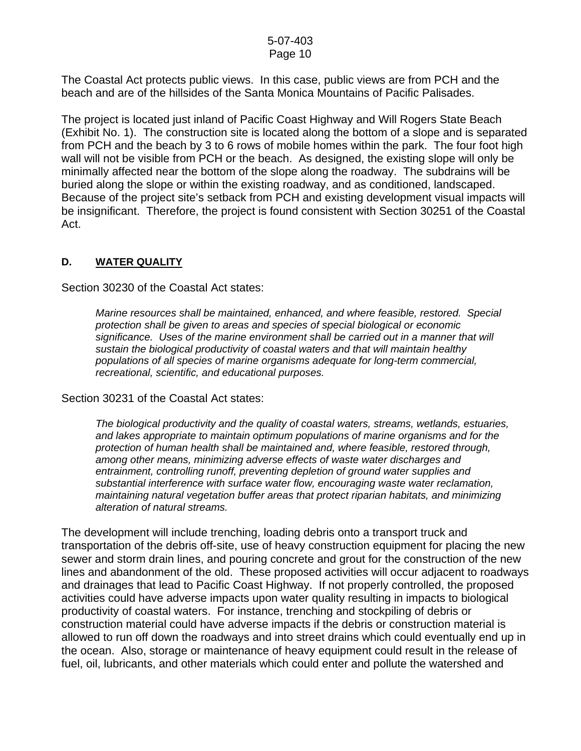The Coastal Act protects public views. In this case, public views are from PCH and the beach and are of the hillsides of the Santa Monica Mountains of Pacific Palisades.

The project is located just inland of Pacific Coast Highway and Will Rogers State Beach (Exhibit No. 1). The construction site is located along the bottom of a slope and is separated from PCH and the beach by 3 to 6 rows of mobile homes within the park. The four foot high wall will not be visible from PCH or the beach. As designed, the existing slope will only be minimally affected near the bottom of the slope along the roadway. The subdrains will be buried along the slope or within the existing roadway, and as conditioned, landscaped. Because of the project site's setback from PCH and existing development visual impacts will be insignificant. Therefore, the project is found consistent with Section 30251 of the Coastal Act.

### D. WATER QUALITY

Section 30230 of the Coastal Act states:

> *Marine resources shall be maintained, enhanced, and where feasible, restored. Special protection shall be given to areas and species of special biological or economic significance. Uses of the marine environment shall be carried out in a manner that will sustain the biological productivity of coastal waters and that will maintain healthy populations of all species of marine organisms adequate for long-term commercial, recreational, scientific, and educational purposes.*

Section 30231 of the Coastal Act states:

> *The biological productivity and the quality of coastal waters, streams, wetlands, estuaries, and lakes appropriate to maintain optimum populations of marine organisms and for the protection of human health shall be maintained and, where feasible, restored through, among other means, minimizing adverse effects of waste water discharges and entrainment, controlling runoff, preventing depletion of ground water supplies and substantial interference with surface water flow, encouraging waste water reclamation, maintaining natural vegetation buffer areas that protect riparian habitats, and minimizing alteration of natural streams.*

The development will include trenching, loading debris onto a transport truck and transportation of the debris off-site, use of heavy construction equipment for placing the new sewer and storm drain lines, and pouring concrete and grout for the construction of the new lines and abandonment of the old. These proposed activities will occur adjacent to roadways and drainages that lead to Pacific Coast Highway. If not properly controlled, the proposed activities could have adverse impacts upon water quality resulting in impacts to biological productivity of coastal waters. For instance, trenching and stockpiling of debris or construction material could have adverse impacts if the debris or construction material is allowed to run off down the roadways and into street drains which could eventually end up in the ocean. Also, storage or maintenance of heavy equipment could result in the release of fuel, oil, lubricants, and other materials which could enter and pollute the watershed and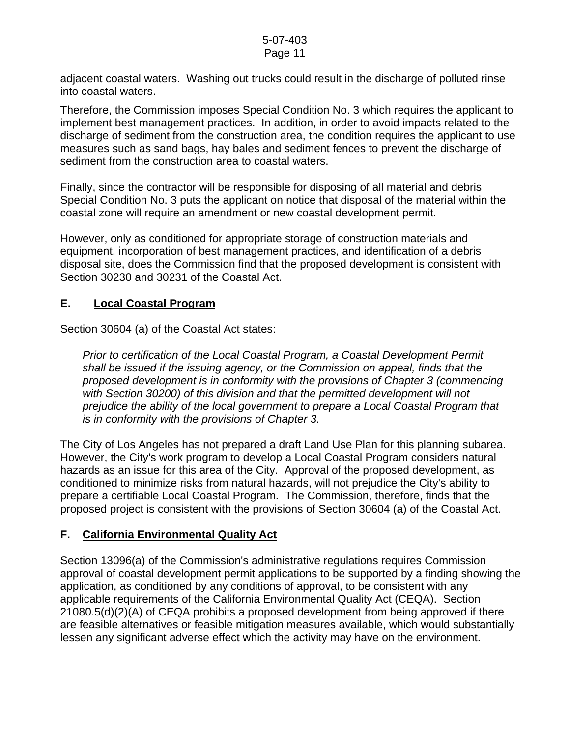adjacent coastal waters. Washing out trucks could result in the discharge of polluted rinse into coastal waters.

Therefore, the Commission imposes Special Condition No. 3 which requires the applicant to implement best management practices. In addition, in order to avoid impacts related to the discharge of sediment from the construction area, the condition requires the applicant to use measures such as sand bags, hay bales and sediment fences to prevent the discharge of sediment from the construction area to coastal waters.

Finally, since the contractor will be responsible for disposing of all material and debris Special Condition No. 3 puts the applicant on notice that disposal of the material within the coastal zone will require an amendment or new coastal development permit.

However, only as conditioned for appropriate storage of construction materials and equipment, incorporation of best management practices, and identification of a debris disposal site, does the Commission find that the proposed development is consistent with Section 30230 and 30231 of the Coastal Act.

## E. Local Coastal Program

Section 30604 (a) of the Coastal Act states:

> *Prior to certification of the Local Coastal Program, a Coastal Development Permit shall be issued if the issuing agency, or the Commission on appeal, finds that the proposed development is in conformity with the provisions of Chapter 3 (commencing with Section 30200) of this division and that the permitted development will not prejudice the ability of the local government to prepare a Local Coastal Program that is in conformity with the provisions of Chapter 3.*

The City of Los Angeles has not prepared a draft Land Use Plan for this planning subarea. However, the City's work program to develop a Local Coastal Program considers natural hazards as an issue for this area of the City. Approval of the proposed development, as conditioned to minimize risks from natural hazards, will not prejudice the City's ability to prepare a certifiable Local Coastal Program. The Commission, therefore, finds that the proposed project is consistent with the provisions of Section 30604 (a) of the Coastal Act.

## F. California Environmental Quality Act

Section 13096(a) of the Commission's administrative regulations requires Commission approval of coastal development permit applications to be supported by a finding showing the application, as conditioned by any conditions of approval, to be consistent with any applicable requirements of the California Environmental Quality Act (CEQA). Section 21080.5(d)(2)(A) of CEQA prohibits a proposed development from being approved if there are feasible alternatives or feasible mitigation measures available, which would substantially lessen any significant adverse effect which the activity may have on the environment.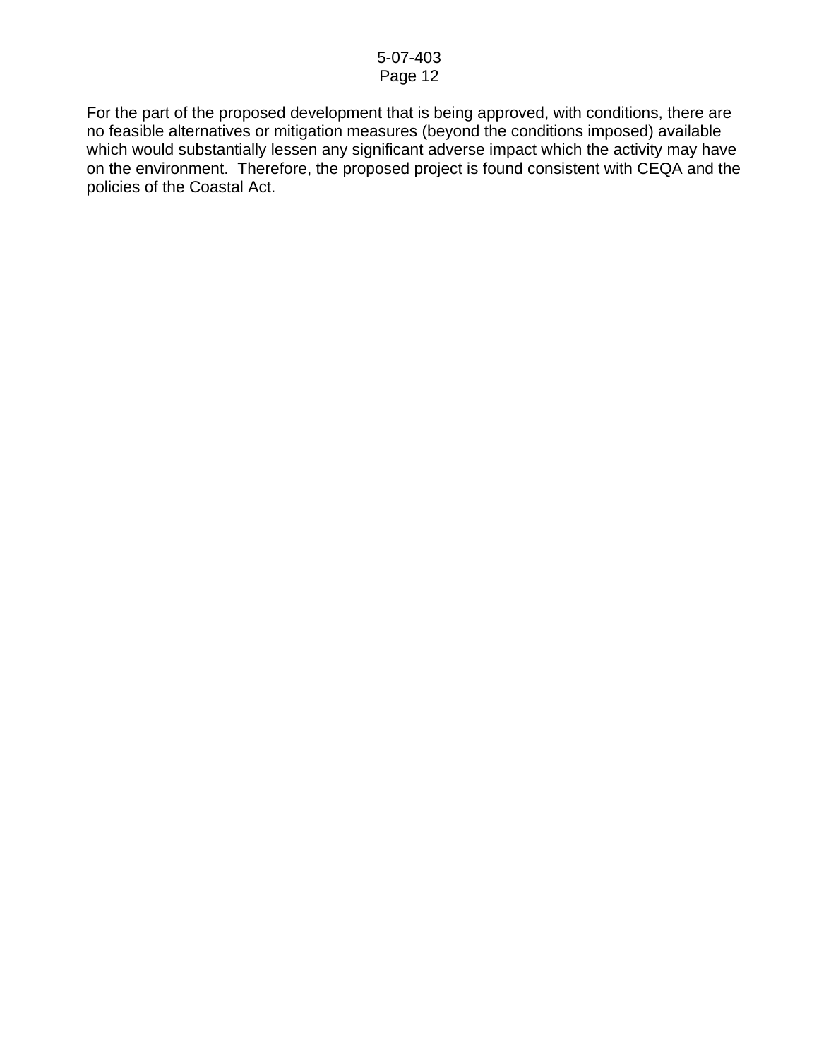For the part of the proposed development that is being approved, with conditions, there are no feasible alternatives or mitigation measures (beyond the conditions imposed) available which would substantially lessen any significant adverse impact which the activity may have on the environment. Therefore, the proposed project is found consistent with CEQA and the policies of the Coastal Act.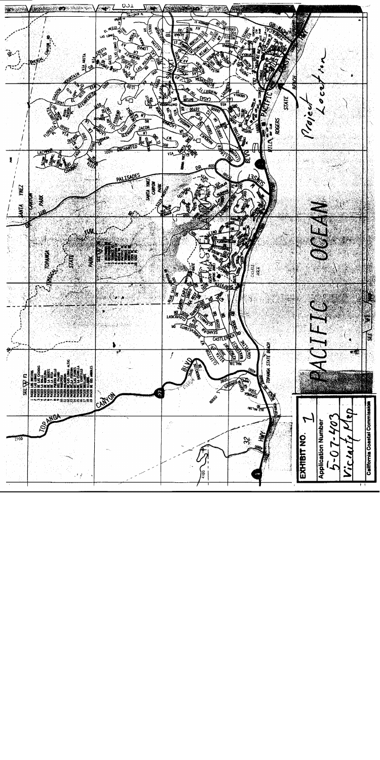EXHIBIT NO. 1

Application Number

5-07-403

Vicinity Map

California Coastal Commission

Project Location

PACIFIC OCEAN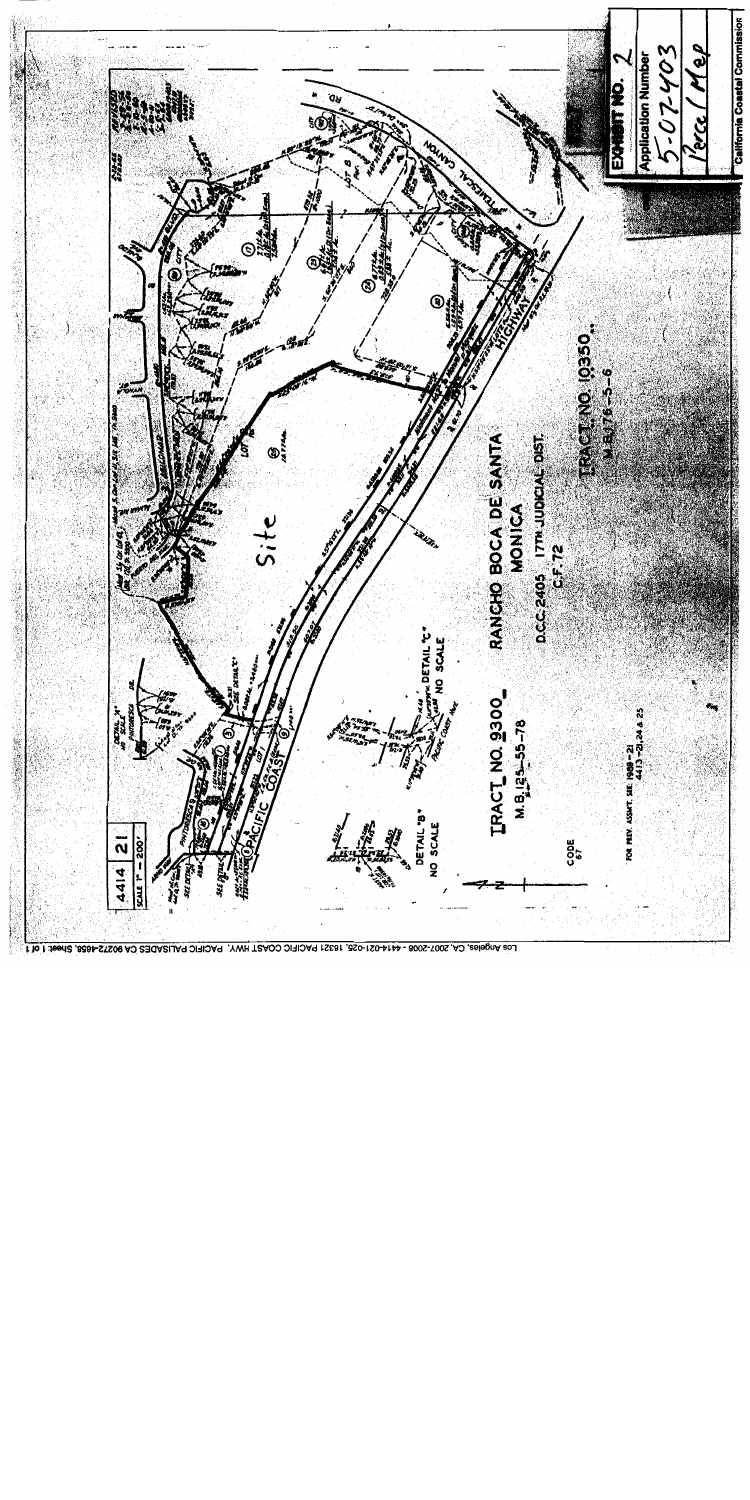EXHIBIT NO. 2

Application Number

5-07-403

Parcel Map

California Coastal Commission

4414 | 21

SCALE 1" = 200'

Site

TRACT NO. 9300

M.B. 125-55-78

RANCHO BOCA DE SANTA MONICA

D.C.C. 2405 17TH JUDICIAL DIST.

C.F. 72

TRACT NO. 10350

M.B. 176-5-6

PACIFIC COAST HIGHWAY

TEMESCAL CANYON RD.

DETAIL "A"

DETAIL "B" NO SCALE

DETAIL "C" NO SCALE

CODE 67

FOR PREV. ASSMT. SEE: 1959 - 21 / 4413 - 21, 24 & 25

Los Angeles, CA, 2007-2008 - 4414-021-025, 16321 PACIFIC COAST HWY, PACIFIC PALISADES CA 90272-4658, Sheet 1 of 1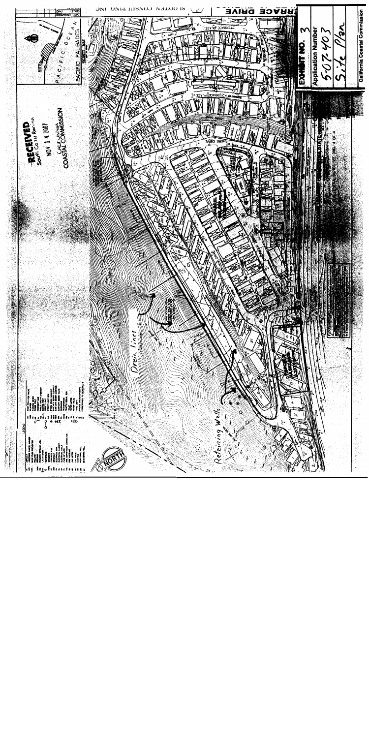RECEIVED
South Coast Region

NOV 14 2007

CALIFORNIA
COASTAL COMMISSION

PACIFIC PALISADES

PACIFIC OCEAN

SITE

TERRACE DRIVE

TERRACE PLACE

SHORE DRIVE

NORTH

LEGEND

Drain lines

Retaining Wall

EXHIBIT NO. 3

Application Number

5-07-403

Site Plan

California Coastal Commission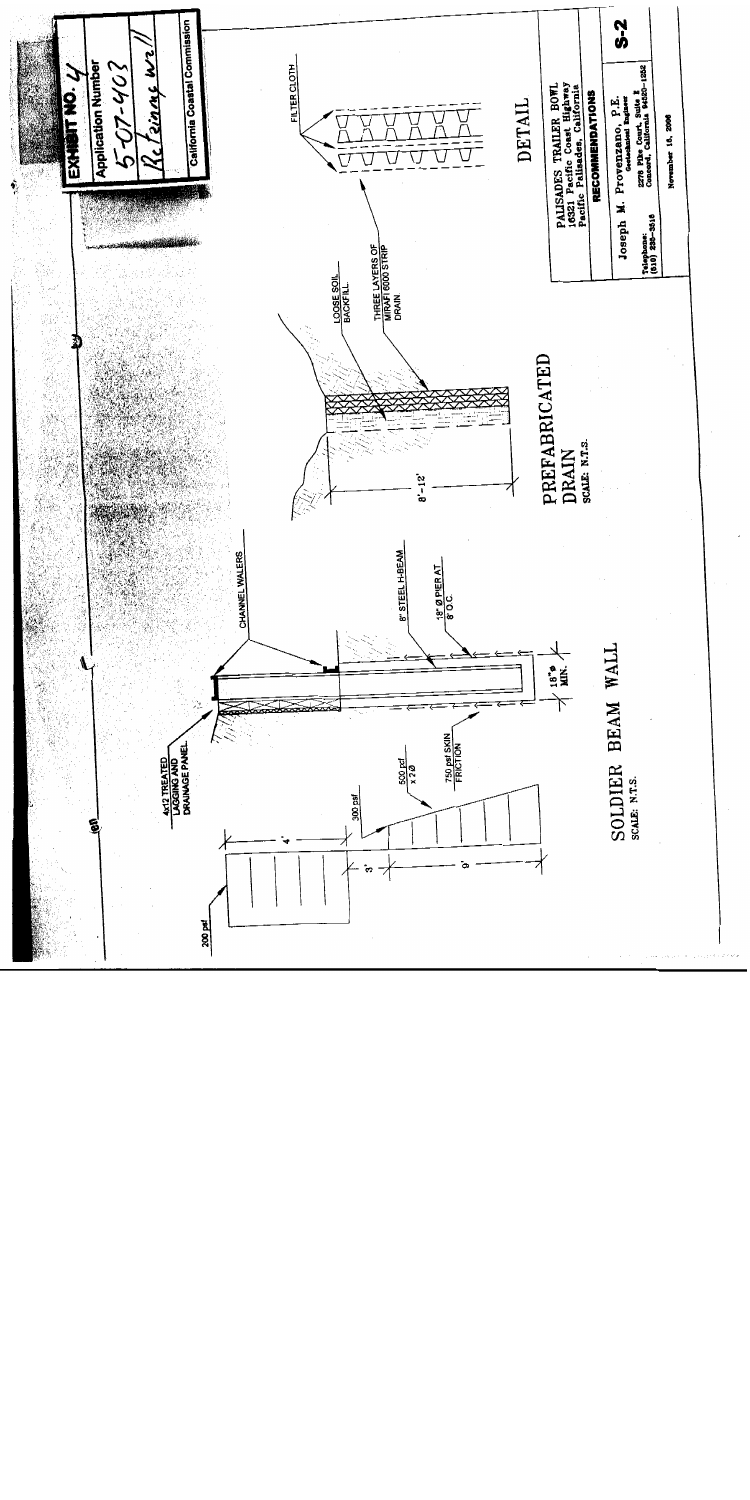EXHIBIT NO. 4

Application Number

5-07-403

Retaining wall

California Coastal Commission

200 psf

4'

300 psf

3'

500 psf x 2Ø

9'

750 psf SKIN FRICTION

4x12 TREATED LAGGING AND DRAINAGE PANEL

CHANNEL WALERS

8" STEEL H-BEAM

18" Ø PIER AT 8' O.C.

18" Ø MIN.

# SOLDIER BEAM WALL

SCALE: N.T.S.

LOOSE SOIL BACKFILL

THREE LAYERS OF MIRAFI 6000 STRIP DRAIN

8' - 12'

# PREFABRICATED DRAIN

SCALE: N.T.S.

FILTER CLOTH

# DETAIL

PALISADES TRAILER BOWL
16321 Pacific Coast Highway
Pacific Palisades, California

**RECOMMENDATIONS**

Joseph M. Provenzano, P.E.
Geotechnical Engineer

Telephone:
(818) 238-3818

2278 Pike Court, Suite E
Concord, California 94520-1252

November 18, 2006

S-2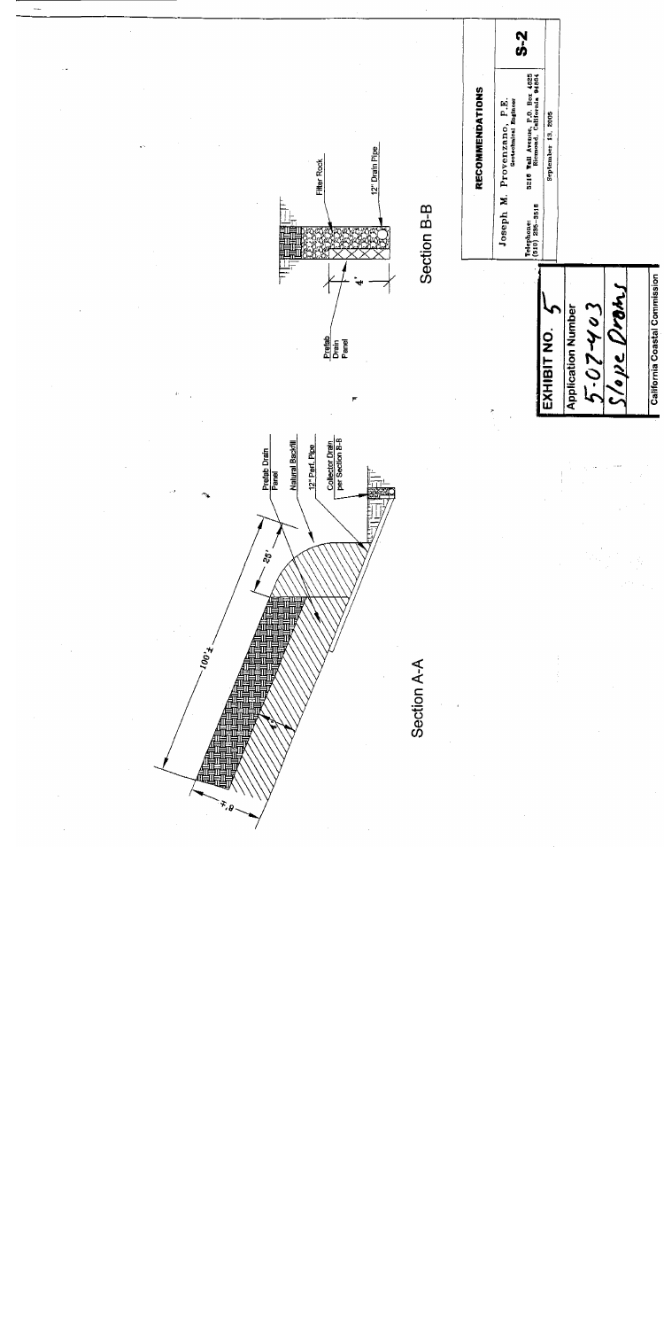Section A-A

100'±

25'

6'±

4'

Prefab Drain Panel

Natural Backfill

12" Perf. Pipe

Collector Drain per Section B-B

Section B-B

Prefab Drain Panel

4'

Filter Rock

12" Drain Pipe

**RECOMMENDATIONS**

Joseph M. Provenzano, P.E.
Geotechnical Engineer

Telephone: (510) 236-5518

5218 Wall Avenue, P.O. Box 4625
Richmond, California 94804

September 13, 2005

**S-2**

EXHIBIT NO. 5

Application Number

5-07-403

Slope Drains

California Coastal Commission